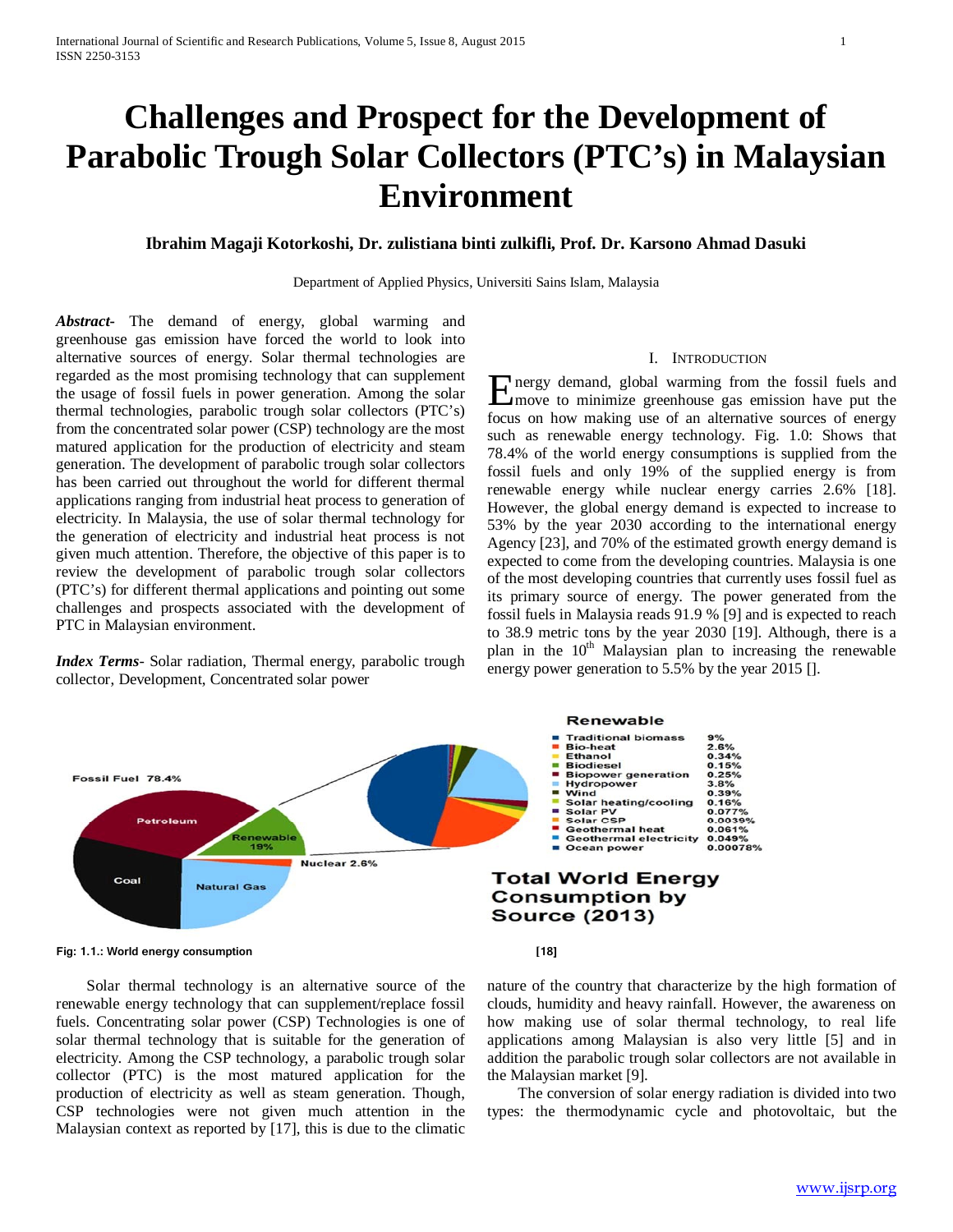# Challenges and Prospect for the Development of Parabolic Trough Solar Collectors (PTC's) in Malaysian Environment

**Ibrahim Magaji Kotorkoshi, Dr. zulistiana binti zulkifli, Prof. Dr. Karsono Ahmad Dasuki**

Department of Applied Physics, Universiti Sains Islam, Malaysia

***Abstract***- The demand of energy, global warming and greenhouse gas emission have forced the world to look into alternative sources of energy. Solar thermal technologies are regarded as the most promising technology that can supplement the usage of fossil fuels in power generation. Among the solar thermal technologies, parabolic trough solar collectors (PTC's) from the concentrated solar power (CSP) technology are the most matured application for the production of electricity and steam generation. The development of parabolic trough solar collectors has been carried out throughout the world for different thermal applications ranging from industrial heat process to generation of electricity. In Malaysia, the use of solar thermal technology for the generation of electricity and industrial heat process is not given much attention. Therefore, the objective of this paper is to review the development of parabolic trough solar collectors (PTC's) for different thermal applications and pointing out some challenges and prospects associated with the development of PTC in Malaysian environment.

***Index Terms***- Solar radiation, Thermal energy, parabolic trough collector, Development, Concentrated solar power

## I. Introduction

Energy demand, global warming from the fossil fuels and move to minimize greenhouse gas emission have put the focus on how making use of an alternative sources of energy such as renewable energy technology. Fig. 1.0: Shows that 78.4% of the world energy consumptions is supplied from the fossil fuels and only 19% of the supplied energy is from renewable energy while nuclear energy carries 2.6% [18]. However, the global energy demand is expected to increase to 53% by the year 2030 according to the international energy Agency [23], and 70% of the estimated growth energy demand is expected to come from the developing countries. Malaysia is one of the most developing countries that currently uses fossil fuel as its primary source of energy. The power generated from the fossil fuels in Malaysia reads 91.9 % [9] and is expected to reach to 38.9 metric tons by the year 2030 [19]. Although, there is a plan in the 10th Malaysian plan to increasing the renewable energy power generation to 5.5% by the year 2015 [].

**Fig: 1.1.: World energy consumption** [18]

Solar thermal technology is an alternative source of the renewable energy technology that can supplement/replace fossil fuels. Concentrating solar power (CSP) Technologies is one of solar thermal technology that is suitable for the generation of electricity. Among the CSP technology, a parabolic trough solar collector (PTC) is the most matured application for the production of electricity as well as steam generation. Though, CSP technologies were not given much attention in the Malaysian context as reported by [17], this is due to the climatic nature of the country that characterize by the high formation of clouds, humidity and heavy rainfall. However, the awareness on how making use of solar thermal technology, to real life applications among Malaysian is also very little [5] and in addition the parabolic trough solar collectors are not available in the Malaysian market [9].

The conversion of solar energy radiation is divided into two types: the thermodynamic cycle and photovoltaic, but the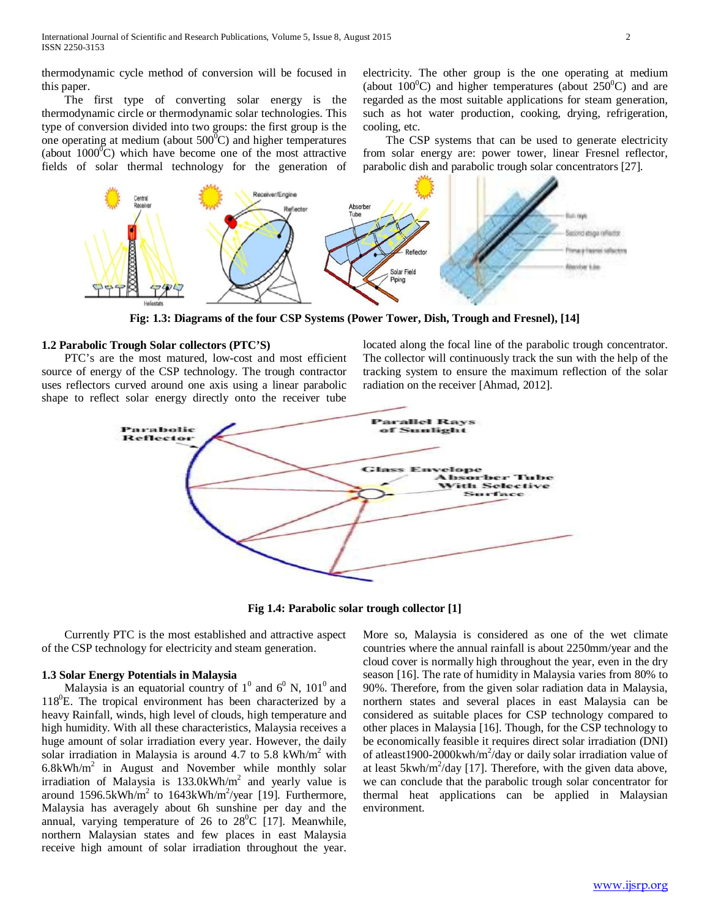thermodynamic cycle method of conversion will be focused in this paper.

The first type of converting solar energy is the thermodynamic circle or thermodynamic solar technologies. This type of conversion divided into two groups: the first group is the one operating at medium (about 500$^0$C) and higher temperatures (about 1000$^0$C) which have become one of the most attractive fields of solar thermal technology for the generation of electricity. The other group is the one operating at medium (about 100$^0$C) and higher temperatures (about 250$^0$C) and are regarded as the most suitable applications for steam generation, such as hot water production, cooking, drying, refrigeration, cooling, etc.

The CSP systems that can be used to generate electricity from solar energy are: power tower, linear Fresnel reflector, parabolic dish and parabolic trough solar concentrators [27].

**Fig: 1.3: Diagrams of the four CSP Systems (Power Tower, Dish, Trough and Fresnel), [14]**

### 1.2 Parabolic Trough Solar collectors (PTC'S)

PTC's are the most matured, low-cost and most efficient source of energy of the CSP technology. The trough contractor uses reflectors curved around one axis using a linear parabolic shape to reflect solar energy directly onto the receiver tube located along the focal line of the parabolic trough concentrator. The collector will continuously track the sun with the help of the tracking system to ensure the maximum reflection of the solar radiation on the receiver [Ahmad, 2012].

**Fig 1.4: Parabolic solar trough collector [1]**

Currently PTC is the most established and attractive aspect of the CSP technology for electricity and steam generation.

### 1.3 Solar Energy Potentials in Malaysia

Malaysia is an equatorial country of 1$^0$ and 6$^0$ N, 101$^0$ and 118$^0$E. The tropical environment has been characterized by a heavy Rainfall, winds, high level of clouds, high temperature and high humidity. With all these characteristics, Malaysia receives a huge amount of solar irradiation every year. However, the daily solar irradiation in Malaysia is around 4.7 to 5.8 kWh/m$^2$ with 6.8kWh/m$^2$ in August and November while monthly solar irradiation of Malaysia is 133.0kWh/m$^2$ and yearly value is around 1596.5kWh/m$^2$ to 1643kWh/m$^2$/year [19]. Furthermore, Malaysia has averagely about 6h sunshine per day and the annual, varying temperature of 26 to 28$^0$C [17]. Meanwhile, northern Malaysian states and few places in east Malaysia receive high amount of solar irradiation throughout the year. More so, Malaysia is considered as one of the wet climate countries where the annual rainfall is about 2250mm/year and the cloud cover is normally high throughout the year, even in the dry season [16]. The rate of humidity in Malaysia varies from 80% to 90%. Therefore, from the given solar radiation data in Malaysia, northern states and several places in east Malaysia can be considered as suitable places for CSP technology compared to other places in Malaysia [16]. Though, for the CSP technology to be economically feasible it requires direct solar irradiation (DNI) of atleast1900-2000kwh/m$^2$/day or daily solar irradiation value of at least 5kwh/m$^2$/day [17]. Therefore, with the given data above, we can conclude that the parabolic trough solar concentrator for thermal heat applications can be applied in Malaysian environment.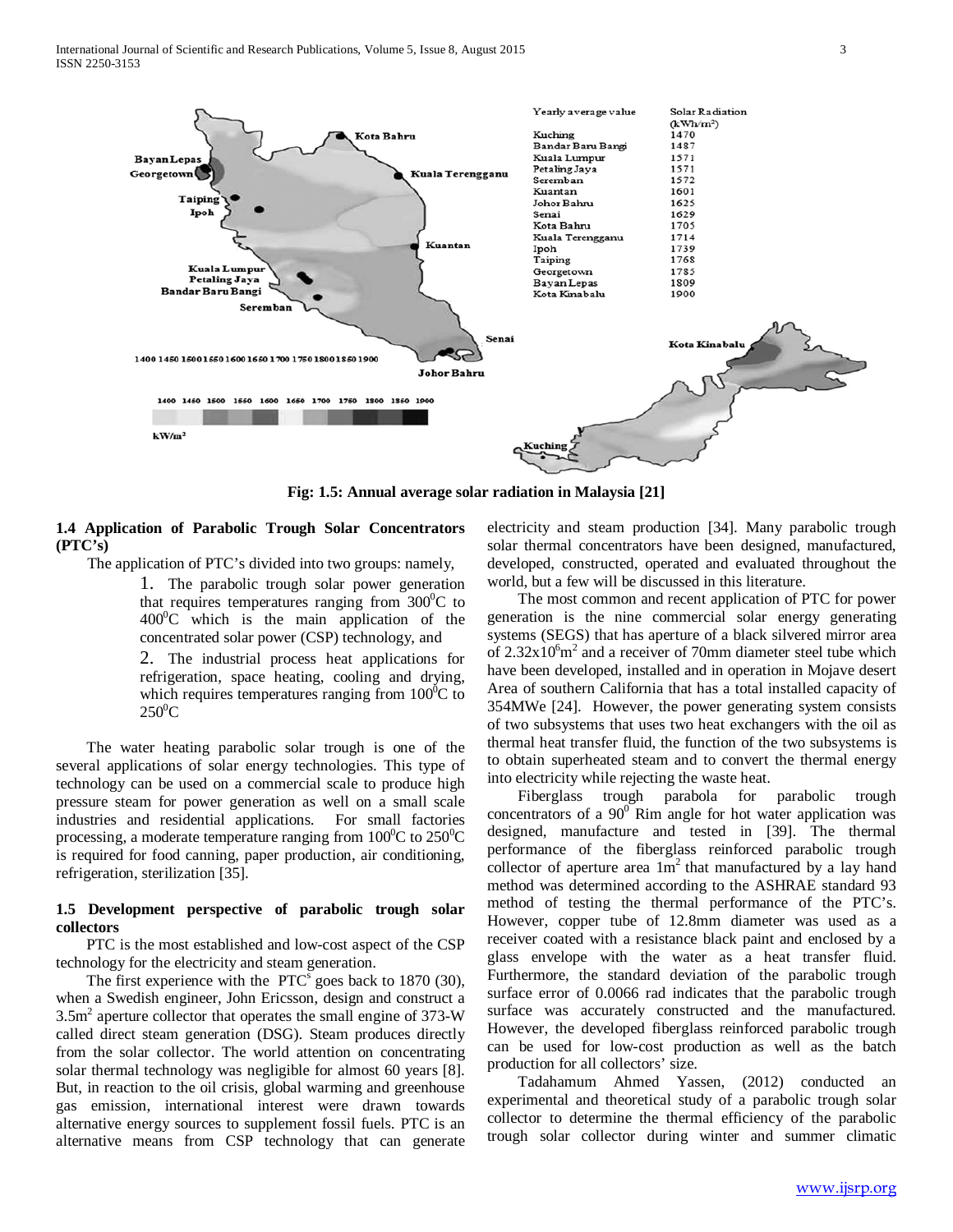Fig: 1.5: Annual average solar radiation in Malaysia [21]

### 1.4 Application of Parabolic Trough Solar Concentrators (PTC's)

The application of PTC's divided into two groups: namely,

1. The parabolic trough solar power generation that requires temperatures ranging from $300^0$C to $400^0$C which is the main application of the concentrated solar power (CSP) technology, and
2. The industrial process heat applications for refrigeration, space heating, cooling and drying, which requires temperatures ranging from $100^0$C to $250^0$C

The water heating parabolic solar trough is one of the several applications of solar energy technologies. This type of technology can be used on a commercial scale to produce high pressure steam for power generation as well on a small scale industries and residential applications. For small factories processing, a moderate temperature ranging from $100^0$C to $250^0$C is required for food canning, paper production, air conditioning, refrigeration, sterilization [35].

### 1.5 Development perspective of parabolic trough solar collectors

PTC is the most established and low-cost aspect of the CSP technology for the electricity and steam generation.

The first experience with the PTC's goes back to 1870 (30), when a Swedish engineer, John Ericsson, design and construct a 3.5m$^2$ aperture collector that operates the small engine of 373-W called direct steam generation (DSG). Steam produces directly from the solar collector. The world attention on concentrating solar thermal technology was negligible for almost 60 years [8]. But, in reaction to the oil crisis, global warming and greenhouse gas emission, international interest were drawn towards alternative energy sources to supplement fossil fuels. PTC is an alternative means from CSP technology that can generate electricity and steam production [34]. Many parabolic trough solar thermal concentrators have been designed, manufactured, developed, constructed, operated and evaluated throughout the world, but a few will be discussed in this literature.

The most common and recent application of PTC for power generation is the nine commercial solar energy generating systems (SEGS) that has aperture of a black silvered mirror area of $2.32x10^6$m$^2$ and a receiver of 70mm diameter steel tube which have been developed, installed and in operation in Mojave desert Area of southern California that has a total installed capacity of 354MWe [24]. However, the power generating system consists of two subsystems that uses two heat exchangers with the oil as thermal heat transfer fluid, the function of the two subsystems is to obtain superheated steam and to convert the thermal energy into electricity while rejecting the waste heat.

Fiberglass trough parabola for parabolic trough concentrators of a $90^0$ Rim angle for hot water application was designed, manufacture and tested in [39]. The thermal performance of the fiberglass reinforced parabolic trough collector of aperture area 1m$^2$ that manufactured by a lay hand method was determined according to the ASHRAE standard 93 method of testing the thermal performance of the PTC's. However, copper tube of 12.8mm diameter was used as a receiver coated with a resistance black paint and enclosed by a glass envelope with the water as a heat transfer fluid. Furthermore, the standard deviation of the parabolic trough surface error of 0.0066 rad indicates that the parabolic trough surface was accurately constructed and the manufactured. However, the developed fiberglass reinforced parabolic trough can be used for low-cost production as well as the batch production for all collectors' size.

Tadahamum Ahmed Yassen, (2012) conducted an experimental and theoretical study of a parabolic trough solar collector to determine the thermal efficiency of the parabolic trough solar collector during winter and summer climatic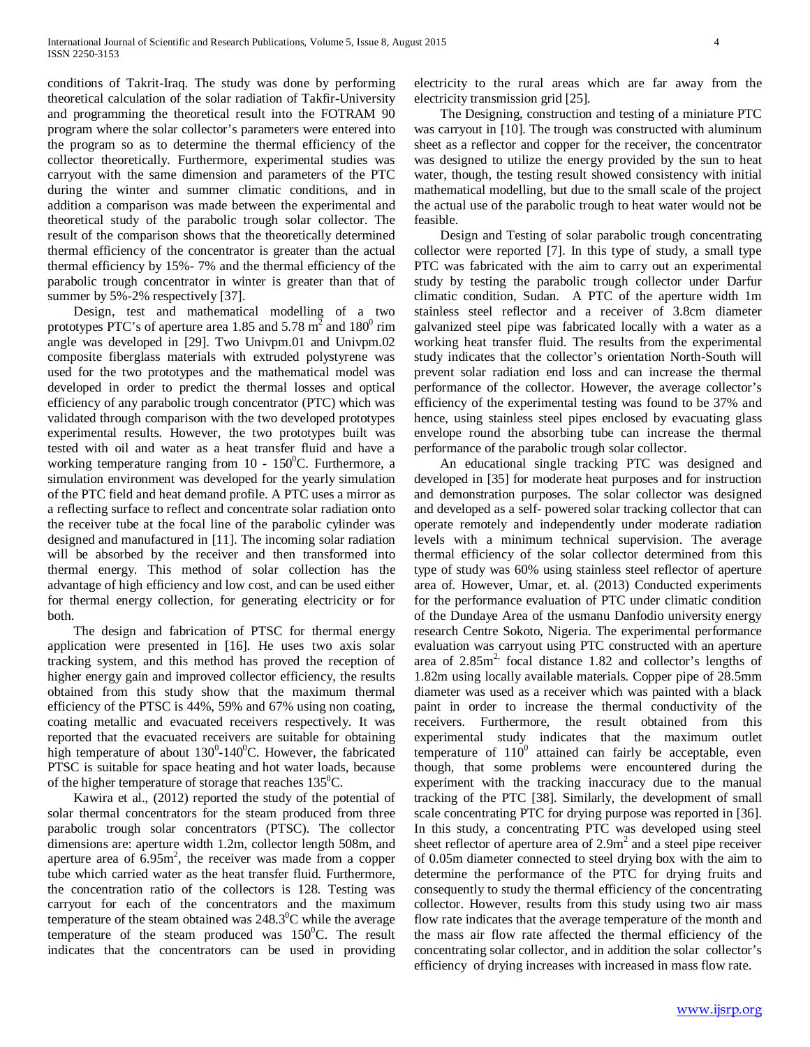conditions of Takrit-Iraq. The study was done by performing theoretical calculation of the solar radiation of Takfir-University and programming the theoretical result into the FOTRAM 90 program where the solar collector's parameters were entered into the program so as to determine the thermal efficiency of the collector theoretically. Furthermore, experimental studies was carryout with the same dimension and parameters of the PTC during the winter and summer climatic conditions, and in addition a comparison was made between the experimental and theoretical study of the parabolic trough solar collector. The result of the comparison shows that the theoretically determined thermal efficiency of the concentrator is greater than the actual thermal efficiency by 15%- 7% and the thermal efficiency of the parabolic trough concentrator in winter is greater than that of summer by 5%-2% respectively [37].

Design, test and mathematical modelling of a two prototypes PTC's of aperture area 1.85 and 5.78 $m^2$ and $180^0$ rim angle was developed in [29]. Two Univpm.01 and Univpm.02 composite fiberglass materials with extruded polystyrene was used for the two prototypes and the mathematical model was developed in order to predict the thermal losses and optical efficiency of any parabolic trough concentrator (PTC) which was validated through comparison with the two developed prototypes experimental results. However, the two prototypes built was tested with oil and water as a heat transfer fluid and have a working temperature ranging from 10 - $150^0$C. Furthermore, a simulation environment was developed for the yearly simulation of the PTC field and heat demand profile. A PTC uses a mirror as a reflecting surface to reflect and concentrate solar radiation onto the receiver tube at the focal line of the parabolic cylinder was designed and manufactured in [11]. The incoming solar radiation will be absorbed by the receiver and then transformed into thermal energy. This method of solar collection has the advantage of high efficiency and low cost, and can be used either for thermal energy collection, for generating electricity or for both.

The design and fabrication of PTSC for thermal energy application were presented in [16]. He uses two axis solar tracking system, and this method has proved the reception of higher energy gain and improved collector efficiency, the results obtained from this study show that the maximum thermal efficiency of the PTSC is 44%, 59% and 67% using non coating, coating metallic and evacuated receivers respectively. It was reported that the evacuated receivers are suitable for obtaining high temperature of about $130^0$-$140^0$C. However, the fabricated PTSC is suitable for space heating and hot water loads, because of the higher temperature of storage that reaches $135^0$C.

Kawira et al., (2012) reported the study of the potential of solar thermal concentrators for the steam produced from three parabolic trough solar concentrators (PTSC). The collector dimensions are: aperture width 1.2m, collector length 508m, and aperture area of 6.95$m^2$, the receiver was made from a copper tube which carried water as the heat transfer fluid. Furthermore, the concentration ratio of the collectors is 128. Testing was carryout for each of the concentrators and the maximum temperature of the steam obtained was $248.3^0$C while the average temperature of the steam produced was $150^0$C. The result indicates that the concentrators can be used in providing electricity to the rural areas which are far away from the electricity transmission grid [25].

The Designing, construction and testing of a miniature PTC was carryout in [10]. The trough was constructed with aluminum sheet as a reflector and copper for the receiver, the concentrator was designed to utilize the energy provided by the sun to heat water, though, the testing result showed consistency with initial mathematical modelling, but due to the small scale of the project the actual use of the parabolic trough to heat water would not be feasible.

Design and Testing of solar parabolic trough concentrating collector were reported [7]. In this type of study, a small type PTC was fabricated with the aim to carry out an experimental study by testing the parabolic trough collector under Darfur climatic condition, Sudan. A PTC of the aperture width 1m stainless steel reflector and a receiver of 3.8cm diameter galvanized steel pipe was fabricated locally with a water as a working heat transfer fluid. The results from the experimental study indicates that the collector's orientation North-South will prevent solar radiation end loss and can increase the thermal performance of the collector. However, the average collector's efficiency of the experimental testing was found to be 37% and hence, using stainless steel pipes enclosed by evacuating glass envelope round the absorbing tube can increase the thermal performance of the parabolic trough solar collector.

An educational single tracking PTC was designed and developed in [35] for moderate heat purposes and for instruction and demonstration purposes. The solar collector was designed and developed as a self- powered solar tracking collector that can operate remotely and independently under moderate radiation levels with a minimum technical supervision. The average thermal efficiency of the solar collector determined from this type of study was 60% using stainless steel reflector of aperture area of. However, Umar, et. al. (2013) Conducted experiments for the performance evaluation of PTC under climatic condition of the Dundaye Area of the usmanu Danfodio university energy research Centre Sokoto, Nigeria. The experimental performance evaluation was carryout using PTC constructed with an aperture area of 2.85$m^2$, focal distance 1.82 and collector's lengths of 1.82m using locally available materials. Copper pipe of 28.5mm diameter was used as a receiver which was painted with a black paint in order to increase the thermal conductivity of the receivers. Furthermore, the result obtained from this experimental study indicates that the maximum outlet temperature of $110^0$ attained can fairly be acceptable, even though, that some problems were encountered during the experiment with the tracking inaccuracy due to the manual tracking of the PTC [38]. Similarly, the development of small scale concentrating PTC for drying purpose was reported in [36]. In this study, a concentrating PTC was developed using steel sheet reflector of aperture area of 2.9$m^2$ and a steel pipe receiver of 0.05m diameter connected to steel drying box with the aim to determine the performance of the PTC for drying fruits and consequently to study the thermal efficiency of the concentrating collector. However, results from this study using two air mass flow rate indicates that the average temperature of the month and the mass air flow rate affected the thermal efficiency of the concentrating solar collector, and in addition the solar collector's efficiency of drying increases with increased in mass flow rate.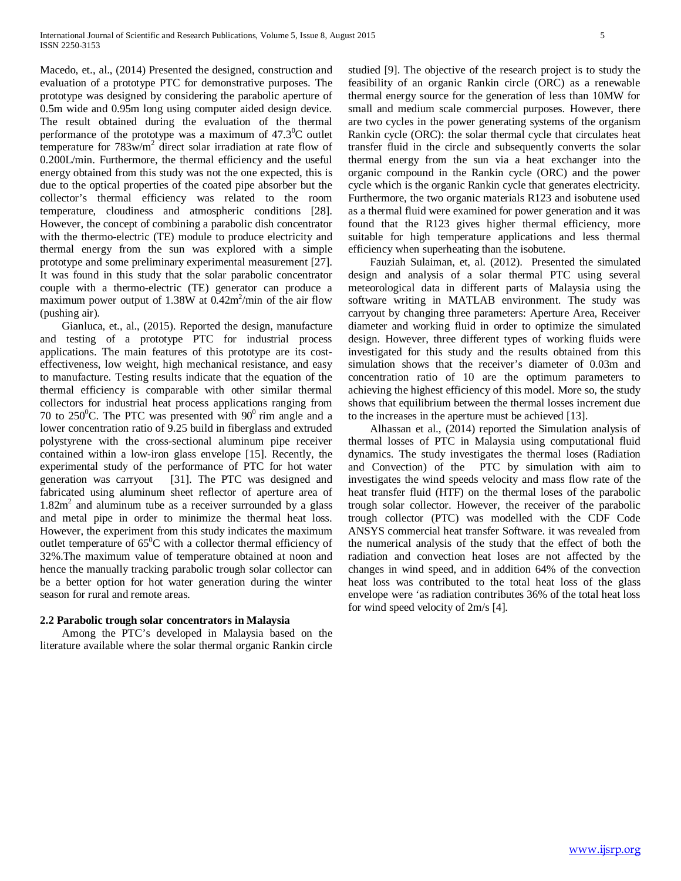Macedo, et., al., (2014) Presented the designed, construction and evaluation of a prototype PTC for demonstrative purposes. The prototype was designed by considering the parabolic aperture of 0.5m wide and 0.95m long using computer aided design device. The result obtained during the evaluation of the thermal performance of the prototype was a maximum of $47.3^0$C outlet temperature for $783w/m^2$ direct solar irradiation at rate flow of 0.200L/min. Furthermore, the thermal efficiency and the useful energy obtained from this study was not the one expected, this is due to the optical properties of the coated pipe absorber but the collector's thermal efficiency was related to the room temperature, cloudiness and atmospheric conditions [28]. However, the concept of combining a parabolic dish concentrator with the thermo-electric (TE) module to produce electricity and thermal energy from the sun was explored with a simple prototype and some preliminary experimental measurement [27]. It was found in this study that the solar parabolic concentrator couple with a thermo-electric (TE) generator can produce a maximum power output of 1.38W at $0.42m^2$/min of the air flow (pushing air).

Gianluca, et., al., (2015). Reported the design, manufacture and testing of a prototype PTC for industrial process applications. The main features of this prototype are its cost-effectiveness, low weight, high mechanical resistance, and easy to manufacture. Testing results indicate that the equation of the thermal efficiency is comparable with other similar thermal collectors for industrial heat process applications ranging from 70 to $250^0$C. The PTC was presented with $90^0$ rim angle and a lower concentration ratio of 9.25 build in fiberglass and extruded polystyrene with the cross-sectional aluminum pipe receiver contained within a low-iron glass envelope [15]. Recently, the experimental study of the performance of PTC for hot water generation was carryout [31]. The PTC was designed and fabricated using aluminum sheet reflector of aperture area of $1.82m^2$ and aluminum tube as a receiver surrounded by a glass and metal pipe in order to minimize the thermal heat loss. However, the experiment from this study indicates the maximum outlet temperature of $65^0$C with a collector thermal efficiency of 32%.The maximum value of temperature obtained at noon and hence the manually tracking parabolic trough solar collector can be a better option for hot water generation during the winter season for rural and remote areas.

## 2.2 Parabolic trough solar concentrators in Malaysia

Among the PTC's developed in Malaysia based on the literature available where the solar thermal organic Rankin circle studied [9]. The objective of the research project is to study the feasibility of an organic Rankin circle (ORC) as a renewable thermal energy source for the generation of less than 10MW for small and medium scale commercial purposes. However, there are two cycles in the power generating systems of the organism Rankin cycle (ORC): the solar thermal cycle that circulates heat transfer fluid in the circle and subsequently converts the solar thermal energy from the sun via a heat exchanger into the organic compound in the Rankin cycle (ORC) and the power cycle which is the organic Rankin cycle that generates electricity. Furthermore, the two organic materials R123 and isobutene used as a thermal fluid were examined for power generation and it was found that the R123 gives higher thermal efficiency, more suitable for high temperature applications and less thermal efficiency when superheating than the isobutene.

Fauziah Sulaiman, et, al. (2012). Presented the simulated design and analysis of a solar thermal PTC using several meteorological data in different parts of Malaysia using the software writing in MATLAB environment. The study was carryout by changing three parameters: Aperture Area, Receiver diameter and working fluid in order to optimize the simulated design. However, three different types of working fluids were investigated for this study and the results obtained from this simulation shows that the receiver's diameter of 0.03m and concentration ratio of 10 are the optimum parameters to achieving the highest efficiency of this model. More so, the study shows that equilibrium between the thermal losses increment due to the increases in the aperture must be achieved [13].

Alhassan et al., (2014) reported the Simulation analysis of thermal losses of PTC in Malaysia using computational fluid dynamics. The study investigates the thermal loses (Radiation and Convection) of the PTC by simulation with aim to investigates the wind speeds velocity and mass flow rate of the heat transfer fluid (HTF) on the thermal loses of the parabolic trough solar collector. However, the receiver of the parabolic trough collector (PTC) was modelled with the CDF Code ANSYS commercial heat transfer Software. it was revealed from the numerical analysis of the study that the effect of both the radiation and convection heat loses are not affected by the changes in wind speed, and in addition 64% of the convection heat loss was contributed to the total heat loss of the glass envelope were 'as radiation contributes 36% of the total heat loss for wind speed velocity of 2m/s [4].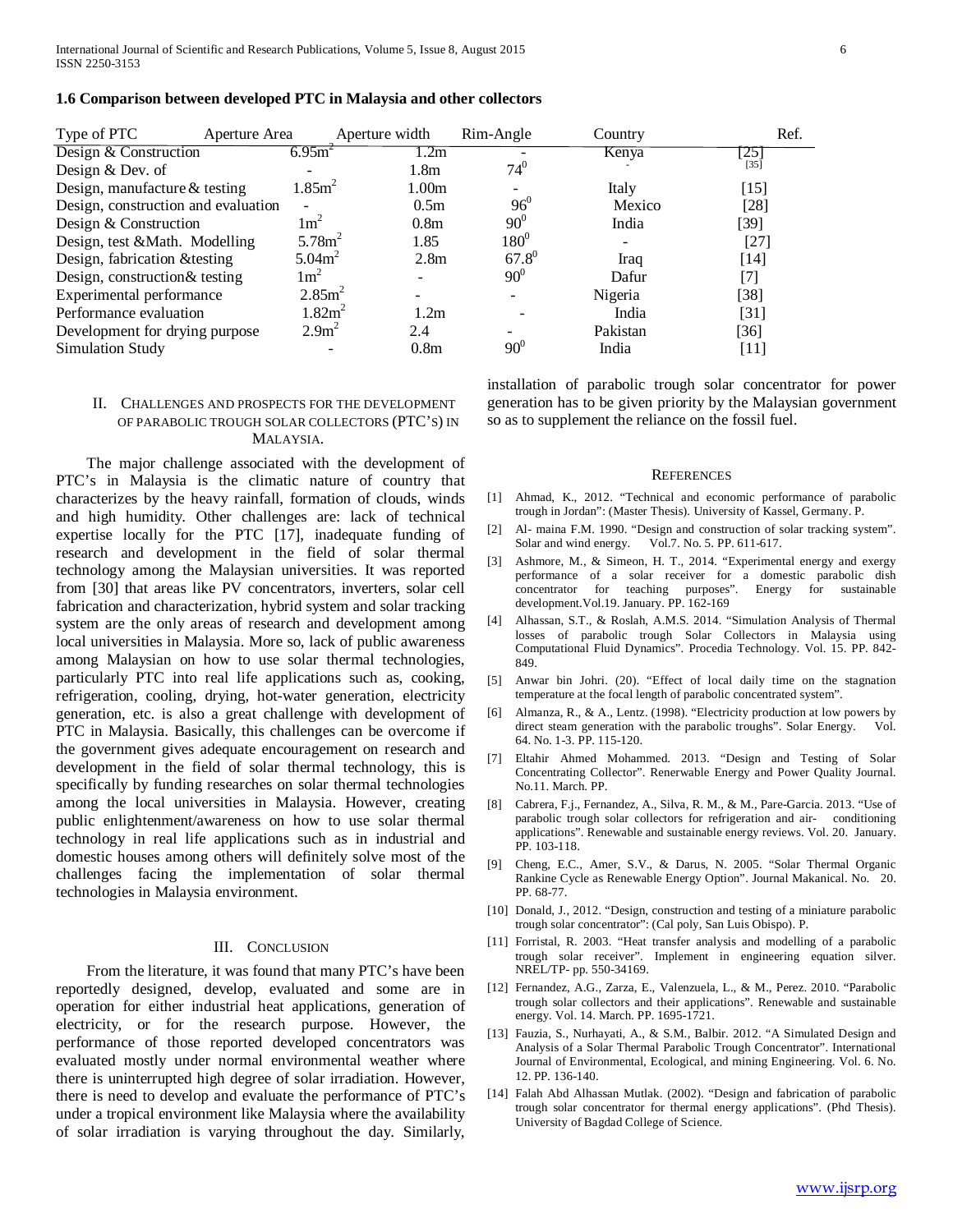### 1.6 Comparison between developed PTC in Malaysia and other collectors

| Type of PTC | Aperture Area | Aperture width | Rim-Angle | Country | Ref. |
|---|---|---|---|---|---|
| Design & Construction | $6.95m^2$ | 1.2m | - | Kenya | [25] |
| Design & Dev. of | - | 1.8m | $74^0$ | - | [35] |
| Design, manufacture & testing | $1.85m^2$ | 1.00m | - | Italy | [15] |
| Design, construction and evaluation | - | 0.5m | $96^0$ | Mexico | [28] |
| Design & Construction | $1m^2$ | 0.8m | $90^0$ | India | [39] |
| Design, test &Math. Modelling | $5.78m^2$ | 1.85 | $180^0$ | - | [27] |
| Design, fabrication &testing | $5.04m^2$ | 2.8m | $67.8^0$ | Iraq | [14] |
| Design, construction& testing | $1m^2$ | - | $90^0$ | Dafur | [7] |
| Experimental performance | $2.85m^2$ | - | - | Nigeria | [38] |
| Performance evaluation | $1.82m^2$ | 1.2m | - | India | [31] |
| Development for drying purpose | $2.9m^2$ | 2.4 | - | Pakistan | [36] |
| Simulation Study | - | 0.8m | $90^0$ | India | [11] |

## II. Challenges and Prospects for the Development of Parabolic Trough Solar Collectors (PTC's) in Malaysia.

The major challenge associated with the development of PTC's in Malaysia is the climatic nature of country that characterizes by the heavy rainfall, formation of clouds, winds and high humidity. Other challenges are: lack of technical expertise locally for the PTC [17], inadequate funding of research and development in the field of solar thermal technology among the Malaysian universities. It was reported from [30] that areas like PV concentrators, inverters, solar cell fabrication and characterization, hybrid system and solar tracking system are the only areas of research and development among local universities in Malaysia. More so, lack of public awareness among Malaysian on how to use solar thermal technologies, particularly PTC into real life applications such as, cooking, refrigeration, cooling, drying, hot-water generation, electricity generation, etc. is also a great challenge with development of PTC in Malaysia. Basically, this challenges can be overcome if the government gives adequate encouragement on research and development in the field of solar thermal technology, this is specifically by funding researches on solar thermal technologies among the local universities in Malaysia. However, creating public enlightenment/awareness on how to use solar thermal technology in real life applications such as in industrial and domestic houses among others will definitely solve most of the challenges facing the implementation of solar thermal technologies in Malaysia environment.

## III. Conclusion

From the literature, it was found that many PTC's have been reportedly designed, develop, evaluated and some are in operation for either industrial heat applications, generation of electricity, or for the research purpose. However, the performance of those reported developed concentrators was evaluated mostly under normal environmental weather where there is uninterrupted high degree of solar irradiation. However, there is need to develop and evaluate the performance of PTC's under a tropical environment like Malaysia where the availability of solar irradiation is varying throughout the day. Similarly, installation of parabolic trough solar concentrator for power generation has to be given priority by the Malaysian government so as to supplement the reliance on the fossil fuel.

## References

[1] Ahmad, K., 2012. "Technical and economic performance of parabolic trough in Jordan": (Master Thesis). University of Kassel, Germany. P.

[2] Al- maina F.M. 1990. "Design and construction of solar tracking system". Solar and wind energy. Vol.7. No. 5. PP. 611-617.

[3] Ashmore, M., & Simeon, H. T., 2014. "Experimental energy and exergy performance of a solar receiver for a domestic parabolic dish concentrator for teaching purposes". Energy for sustainable development.Vol.19. January. PP. 162-169

[4] Alhassan, S.T., & Roslah, A.M.S. 2014. "Simulation Analysis of Thermal losses of parabolic trough Solar Collectors in Malaysia using Computational Fluid Dynamics". Procedia Technology. Vol. 15. PP. 842-849.

[5] Anwar bin Johri. (20). "Effect of local daily time on the stagnation temperature at the focal length of parabolic concentrated system".

[6] Almanza, R., & A., Lentz. (1998). "Electricity production at low powers by direct steam generation with the parabolic troughs". Solar Energy. Vol. 64. No. 1-3. PP. 115-120.

[7] Eltahir Ahmed Mohammed. 2013. "Design and Testing of Solar Concentrating Collector". Renerwable Energy and Power Quality Journal. No.11. March. PP.

[8] Cabrera, F.j., Fernandez, A., Silva, R. M., & M., Pare-Garcia. 2013. "Use of parabolic trough solar collectors for refrigeration and air- conditioning applications". Renewable and sustainable energy reviews. Vol. 20. January. PP. 103-118.

[9] Cheng, E.C., Amer, S.V., & Darus, N. 2005. "Solar Thermal Organic Rankine Cycle as Renewable Energy Option". Journal Makanical. No. 20. PP. 68-77.

[10] Donald, J., 2012. "Design, construction and testing of a miniature parabolic trough solar concentrator": (Cal poly, San Luis Obispo). P.

[11] Forristal, R. 2003. "Heat transfer analysis and modelling of a parabolic trough solar receiver". Implement in engineering equation silver. NREL/TP- pp. 550-34169.

[12] Fernandez, A.G., Zarza, E., Valenzuela, L., & M., Perez. 2010. "Parabolic trough solar collectors and their applications". Renewable and sustainable energy. Vol. 14. March. PP. 1695-1721.

[13] Fauzia, S., Nurhayati, A., & S.M., Balbir. 2012. "A Simulated Design and Analysis of a Solar Thermal Parabolic Trough Concentrator". International Journal of Environmental, Ecological, and mining Engineering. Vol. 6. No. 12. PP. 136-140.

[14] Falah Abd Alhassan Mutlak. (2002). "Design and fabrication of parabolic trough solar concentrator for thermal energy applications". (Phd Thesis). University of Bagdad College of Science.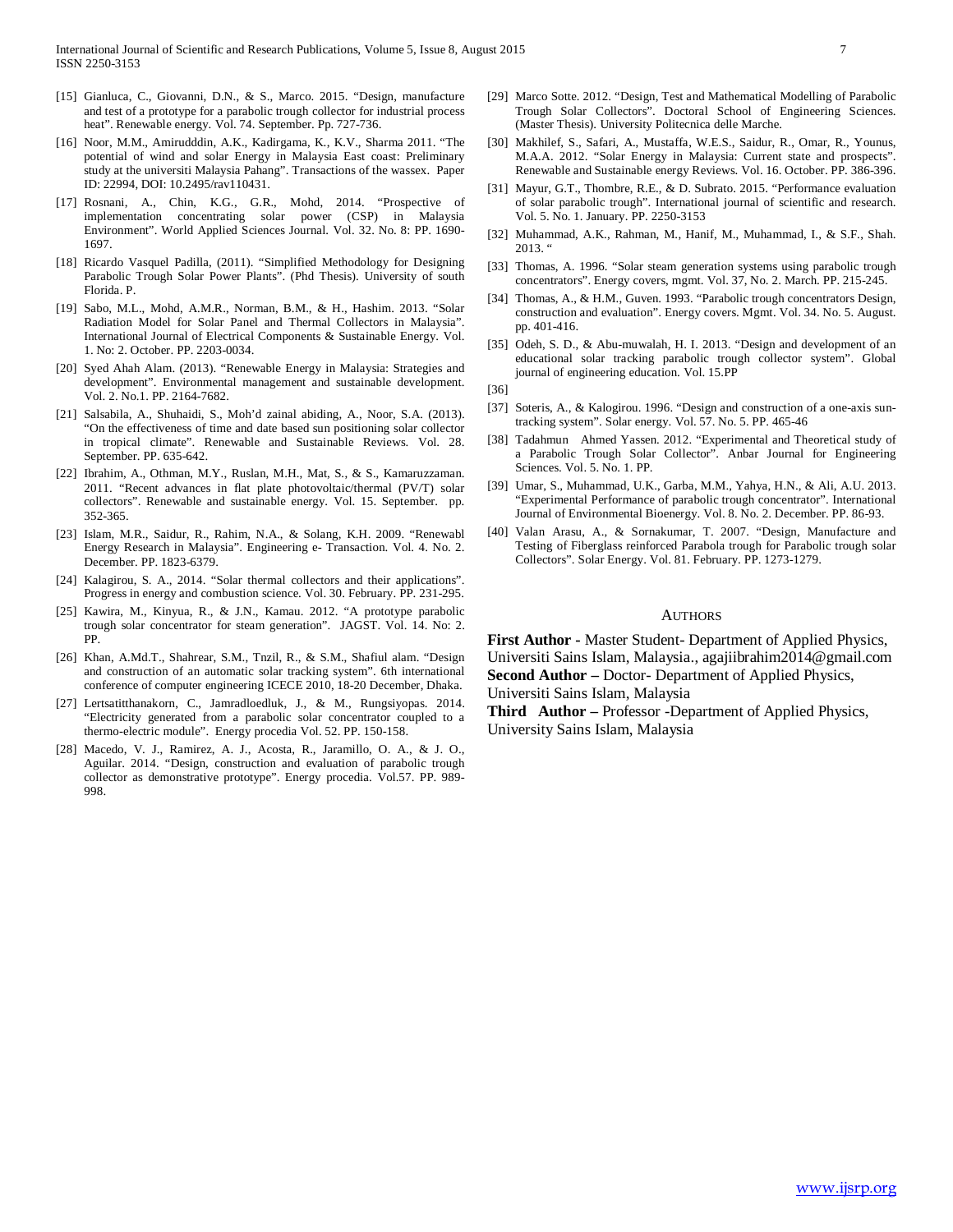[15] Gianluca, C., Giovanni, D.N., & S., Marco. 2015. "Design, manufacture and test of a prototype for a parabolic trough collector for industrial process heat". Renewable energy. Vol. 74. September. Pp. 727-736.

[16] Noor, M.M., Amirudddin, A.K., Kadirgama, K., K.V., Sharma 2011. "The potential of wind and solar Energy in Malaysia East coast: Preliminary study at the universiti Malaysia Pahang". Transactions of the wassex. Paper ID: 22994, DOI: 10.2495/rav110431.

[17] Rosnani, A., Chin, K.G., G.R., Mohd, 2014. "Prospective of implementation concentrating solar power (CSP) in Malaysia Environment". World Applied Sciences Journal. Vol. 32. No. 8: PP. 1690-1697.

[18] Ricardo Vasquel Padilla, (2011). "Simplified Methodology for Designing Parabolic Trough Solar Power Plants". (Phd Thesis). University of south Florida. P.

[19] Sabo, M.L., Mohd, A.M.R., Norman, B.M., & H., Hashim. 2013. "Solar Radiation Model for Solar Panel and Thermal Collectors in Malaysia". International Journal of Electrical Components & Sustainable Energy. Vol. 1. No: 2. October. PP. 2203-0034.

[20] Syed Ahah Alam. (2013). "Renewable Energy in Malaysia: Strategies and development". Environmental management and sustainable development. Vol. 2. No.1. PP. 2164-7682.

[21] Salsabila, A., Shuhaidi, S., Moh'd zainal abiding, A., Noor, S.A. (2013). "On the effectiveness of time and date based sun positioning solar collector in tropical climate". Renewable and Sustainable Reviews. Vol. 28. September. PP. 635-642.

[22] Ibrahim, A., Othman, M.Y., Ruslan, M.H., Mat, S., & S., Kamaruzzaman. 2011. "Recent advances in flat plate photovoltaic/thermal (PV/T) solar collectors". Renewable and sustainable energy. Vol. 15. September. pp. 352-365.

[23] Islam, M.R., Saidur, R., Rahim, N.A., & Solang, K.H. 2009. "Renewabl Energy Research in Malaysia". Engineering e- Transaction. Vol. 4. No. 2. December. PP. 1823-6379.

[24] Kalagirou, S. A., 2014. "Solar thermal collectors and their applications". Progress in energy and combustion science. Vol. 30. February. PP. 231-295.

[25] Kawira, M., Kinyua, R., & J.N., Kamau. 2012. "A prototype parabolic trough solar concentrator for steam generation". JAGST. Vol. 14. No: 2. PP.

[26] Khan, A.Md.T., Shahrear, S.M., Tnzil, R., & S.M., Shafiul alam. "Design and construction of an automatic solar tracking system". 6th international conference of computer engineering ICECE 2010, 18-20 December, Dhaka.

[27] Lertsatitthanakorn, C., Jamradloedluk, J., & M., Rungsiyopas. 2014. "Electricity generated from a parabolic solar concentrator coupled to a thermo-electric module". Energy procedia Vol. 52. PP. 150-158.

[28] Macedo, V. J., Ramirez, A. J., Acosta, R., Jaramillo, O. A., & J. O., Aguilar. 2014. "Design, construction and evaluation of parabolic trough collector as demonstrative prototype". Energy procedia. Vol.57. PP. 989-998.

[29] Marco Sotte. 2012. "Design, Test and Mathematical Modelling of Parabolic Trough Solar Collectors". Doctoral School of Engineering Sciences. (Master Thesis). University Politecnica delle Marche.

[30] Makhilef, S., Safari, A., Mustaffa, W.E.S., Saidur, R., Omar, R., Younus, M.A.A. 2012. "Solar Energy in Malaysia: Current state and prospects". Renewable and Sustainable energy Reviews. Vol. 16. October. PP. 386-396.

[31] Mayur, G.T., Thombre, R.E., & D. Subrato. 2015. "Performance evaluation of solar parabolic trough". International journal of scientific and research. Vol. 5. No. 1. January. PP. 2250-3153

[32] Muhammad, A.K., Rahman, M., Hanif, M., Muhammad, I., & S.F., Shah. 2013. "

[33] Thomas, A. 1996. "Solar steam generation systems using parabolic trough concentrators". Energy covers, mgmt. Vol. 37, No. 2. March. PP. 215-245.

[34] Thomas, A., & H.M., Guven. 1993. "Parabolic trough concentrators Design, construction and evaluation". Energy covers. Mgmt. Vol. 34. No. 5. August. pp. 401-416.

[35] Odeh, S. D., & Abu-muwalah, H. I. 2013. "Design and development of an educational solar tracking parabolic trough collector system". Global journal of engineering education. Vol. 15.PP

[36]

[37] Soteris, A., & Kalogirou. 1996. "Design and construction of a one-axis sun-tracking system". Solar energy. Vol. 57. No. 5. PP. 465-46

[38] Tadahmun Ahmed Yassen. 2012. "Experimental and Theoretical study of a Parabolic Trough Solar Collector". Anbar Journal for Engineering Sciences. Vol. 5. No. 1. PP.

[39] Umar, S., Muhammad, U.K., Garba, M.M., Yahya, H.N., & Ali, A.U. 2013. "Experimental Performance of parabolic trough concentrator". International Journal of Environmental Bioenergy. Vol. 8. No. 2. December. PP. 86-93.

[40] Valan Arasu, A., & Sornakumar, T. 2007. "Design, Manufacture and Testing of Fiberglass reinforced Parabola trough for Parabolic trough solar Collectors". Solar Energy. Vol. 81. February. PP. 1273-1279.

## AUTHORS

**First Author -** Master Student- Department of Applied Physics, Universiti Sains Islam, Malaysia., agajiibrahim2014@gmail.com

**Second Author –** Doctor- Department of Applied Physics, Universiti Sains Islam, Malaysia

**Third Author –** Professor -Department of Applied Physics, University Sains Islam, Malaysia